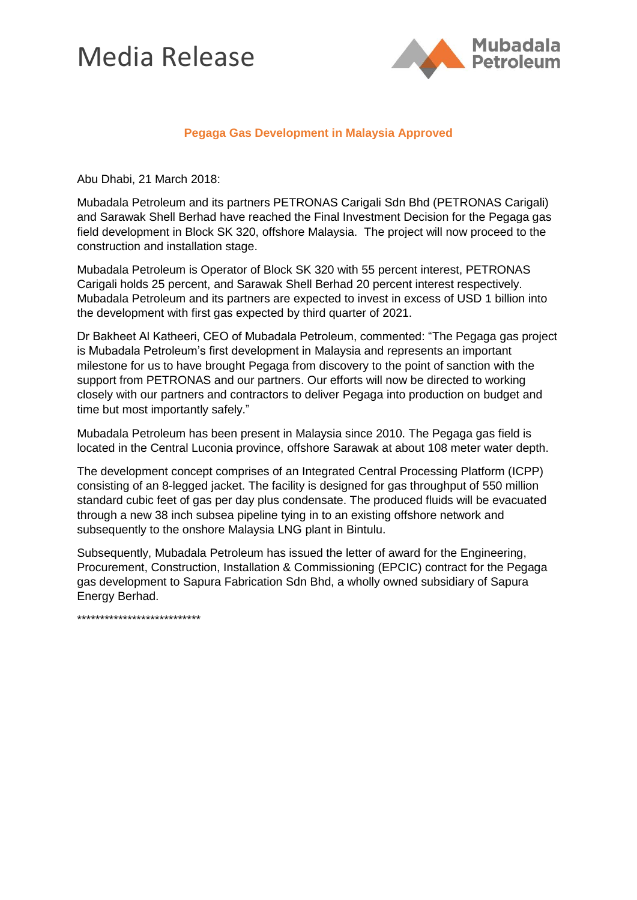# Media Release

Mubadala Petroleum

## Pegaga Gas Development in Malaysia Approved

Abu Dhabi, 21 March 2018:

Mubadala Petroleum and its partners PETRONAS Carigali Sdn Bhd (PETRONAS Carigali) and Sarawak Shell Berhad have reached the Final Investment Decision for the Pegaga gas field development in Block SK 320, offshore Malaysia. The project will now proceed to the construction and installation stage.

Mubadala Petroleum is Operator of Block SK 320 with 55 percent interest, PETRONAS Carigali holds 25 percent, and Sarawak Shell Berhad 20 percent interest respectively. Mubadala Petroleum and its partners are expected to invest in excess of USD 1 billion into the development with first gas expected by third quarter of 2021.

Dr Bakheet Al Katheeri, CEO of Mubadala Petroleum, commented: "The Pegaga gas project is Mubadala Petroleum's first development in Malaysia and represents an important milestone for us to have brought Pegaga from discovery to the point of sanction with the support from PETRONAS and our partners. Our efforts will now be directed to working closely with our partners and contractors to deliver Pegaga into production on budget and time but most importantly safely."

Mubadala Petroleum has been present in Malaysia since 2010. The Pegaga gas field is located in the Central Luconia province, offshore Sarawak at about 108 meter water depth.

The development concept comprises of an Integrated Central Processing Platform (ICPP) consisting of an 8-legged jacket. The facility is designed for gas throughput of 550 million standard cubic feet of gas per day plus condensate. The produced fluids will be evacuated through a new 38 inch subsea pipeline tying in to an existing offshore network and subsequently to the onshore Malaysia LNG plant in Bintulu.

Subsequently, Mubadala Petroleum has issued the letter of award for the Engineering, Procurement, Construction, Installation & Commissioning (EPCIC) contract for the Pegaga gas development to Sapura Fabrication Sdn Bhd, a wholly owned subsidiary of Sapura Energy Berhad.

***************************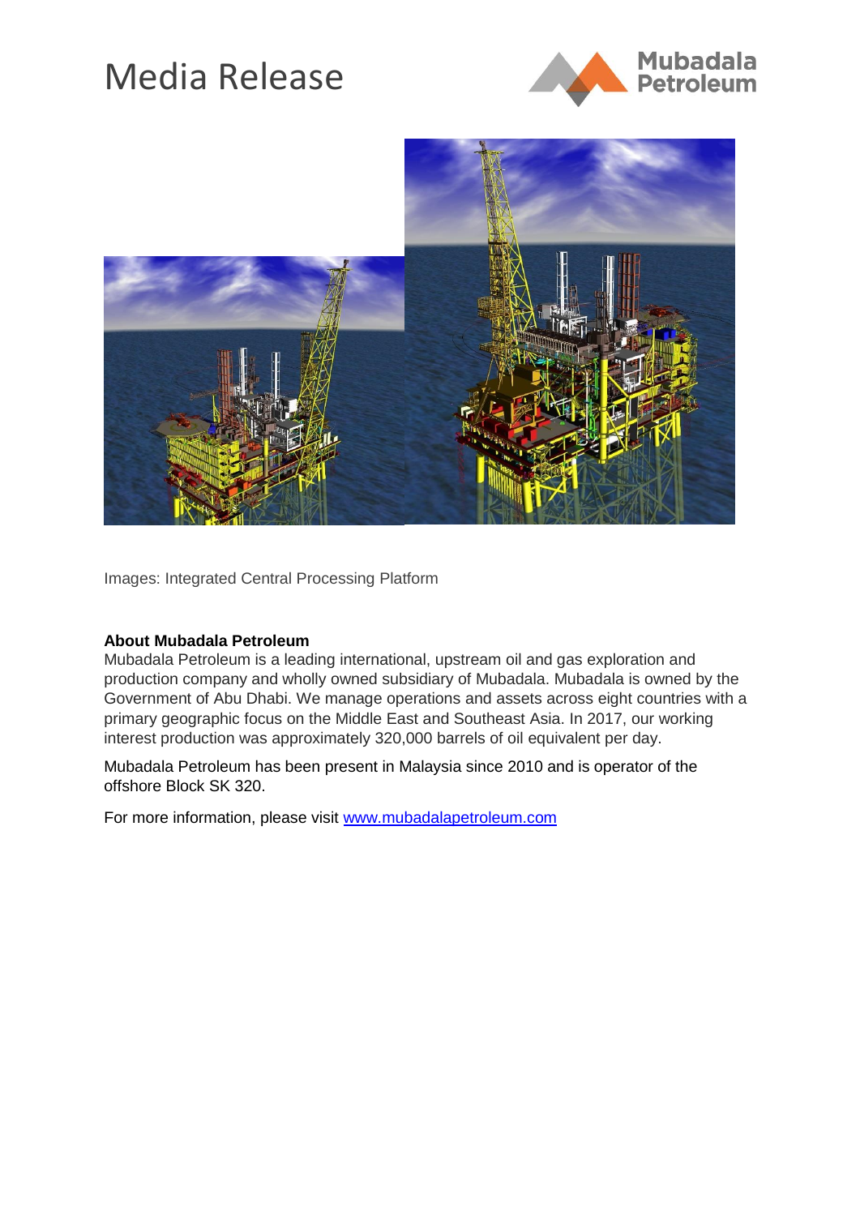# Media Release

Images: Integrated Central Processing Platform

**About Mubadala Petroleum**

Mubadala Petroleum is a leading international, upstream oil and gas exploration and production company and wholly owned subsidiary of Mubadala. Mubadala is owned by the Government of Abu Dhabi. We manage operations and assets across eight countries with a primary geographic focus on the Middle East and Southeast Asia. In 2017, our working interest production was approximately 320,000 barrels of oil equivalent per day.

Mubadala Petroleum has been present in Malaysia since 2010 and is operator of the offshore Block SK 320.

For more information, please visit [www.mubadalapetroleum.com](http://www.mubadalapetroleum.com)